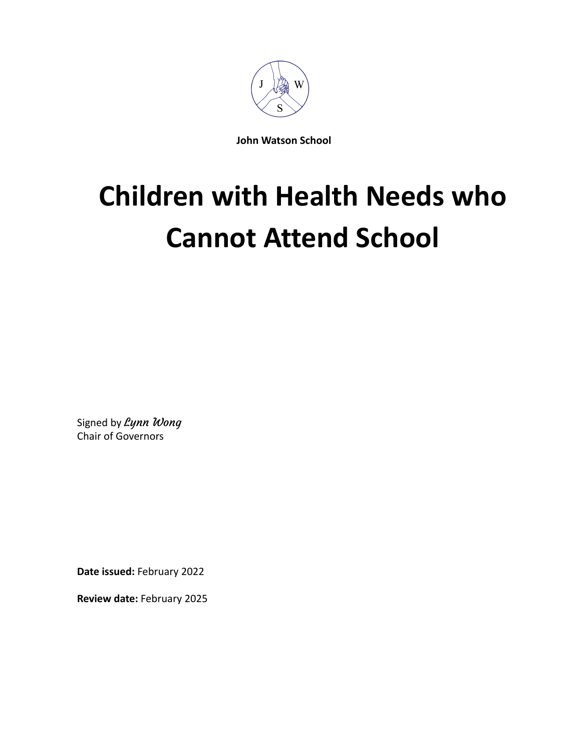**John Watson School**

# Children with Health Needs who Cannot Attend School

Signed by *Lynn Wong*
Chair of Governors

**Date issued:** February 2022

**Review date:** February 2025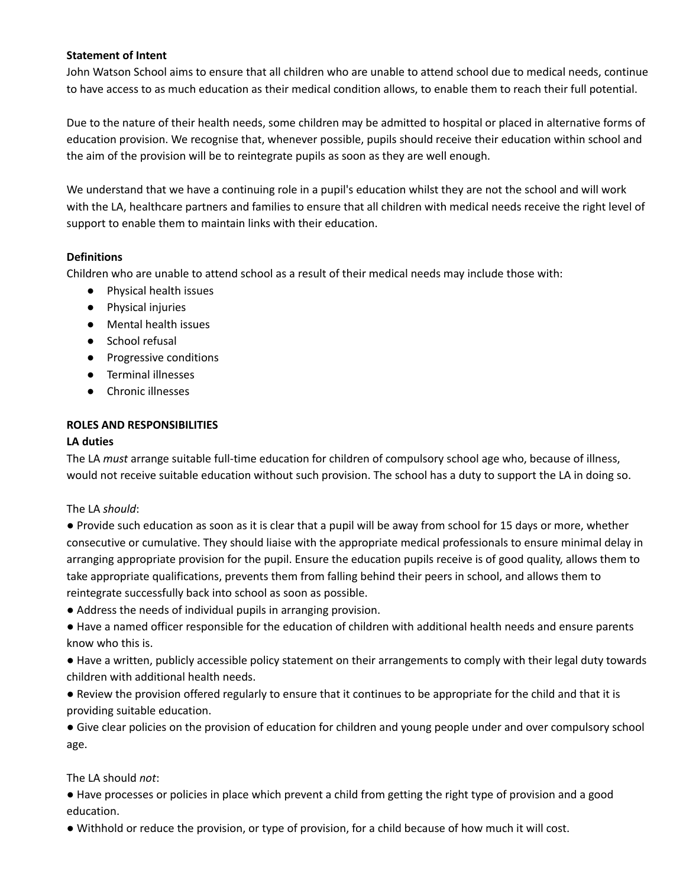**Statement of Intent**

John Watson School aims to ensure that all children who are unable to attend school due to medical needs, continue to have access to as much education as their medical condition allows, to enable them to reach their full potential.

Due to the nature of their health needs, some children may be admitted to hospital or placed in alternative forms of education provision. We recognise that, whenever possible, pupils should receive their education within school and the aim of the provision will be to reintegrate pupils as soon as they are well enough.

We understand that we have a continuing role in a pupil's education whilst they are not the school and will work with the LA, healthcare partners and families to ensure that all children with medical needs receive the right level of support to enable them to maintain links with their education.

**Definitions**

Children who are unable to attend school as a result of their medical needs may include those with:

- Physical health issues
- Physical injuries
- Mental health issues
- School refusal
- Progressive conditions
- Terminal illnesses
- Chronic illnesses

**ROLES AND RESPONSIBILITIES**

**LA duties**

The LA *must* arrange suitable full-time education for children of compulsory school age who, because of illness, would not receive suitable education without such provision. The school has a duty to support the LA in doing so.

The LA *should*:

- Provide such education as soon as it is clear that a pupil will be away from school for 15 days or more, whether consecutive or cumulative. They should liaise with the appropriate medical professionals to ensure minimal delay in arranging appropriate provision for the pupil. Ensure the education pupils receive is of good quality, allows them to take appropriate qualifications, prevents them from falling behind their peers in school, and allows them to reintegrate successfully back into school as soon as possible.
- Address the needs of individual pupils in arranging provision.
- Have a named officer responsible for the education of children with additional health needs and ensure parents know who this is.
- Have a written, publicly accessible policy statement on their arrangements to comply with their legal duty towards children with additional health needs.
- Review the provision offered regularly to ensure that it continues to be appropriate for the child and that it is providing suitable education.
- Give clear policies on the provision of education for children and young people under and over compulsory school age.

The LA should *not*:

- Have processes or policies in place which prevent a child from getting the right type of provision and a good education.
- Withhold or reduce the provision, or type of provision, for a child because of how much it will cost.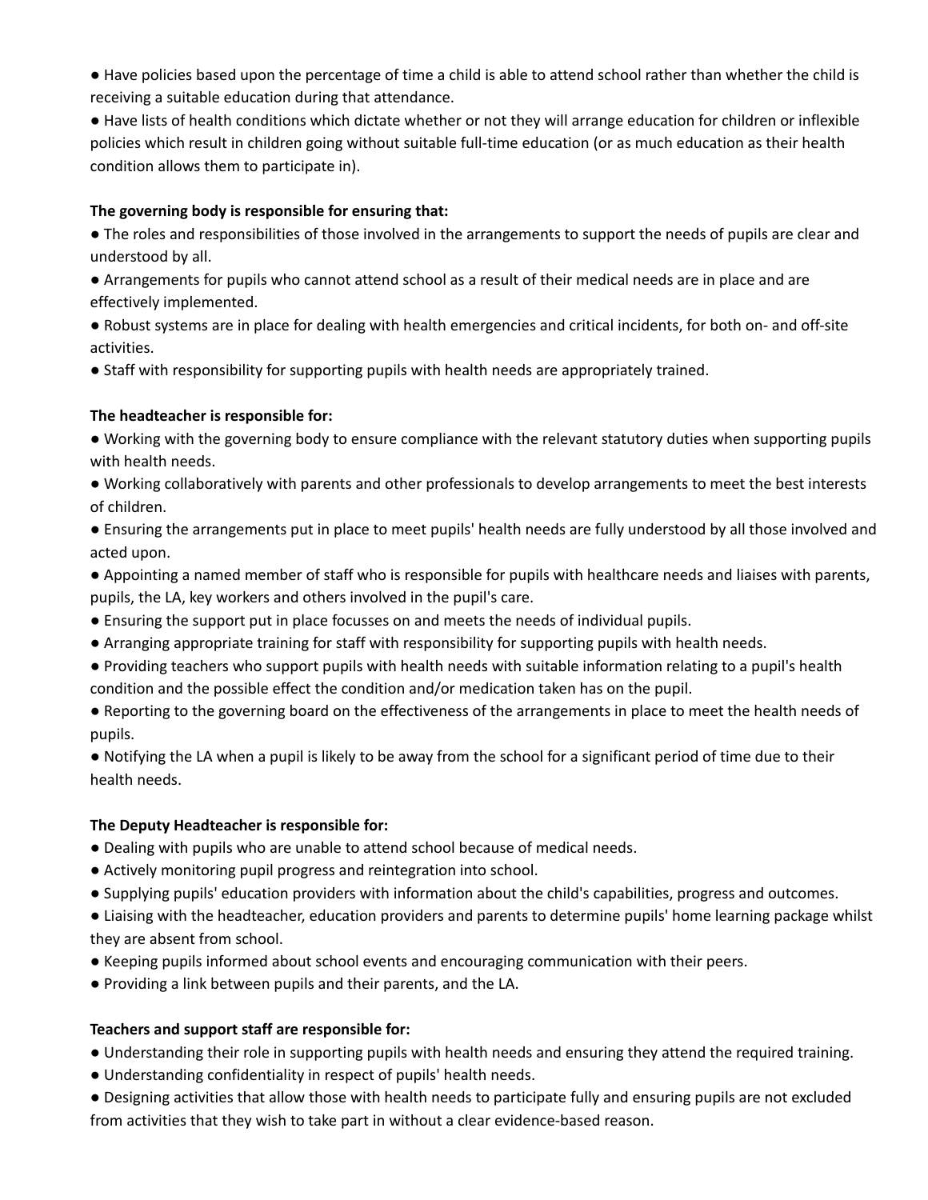- Have policies based upon the percentage of time a child is able to attend school rather than whether the child is receiving a suitable education during that attendance.
- Have lists of health conditions which dictate whether or not they will arrange education for children or inflexible policies which result in children going without suitable full-time education (or as much education as their health condition allows them to participate in).

**The governing body is responsible for ensuring that:**

- The roles and responsibilities of those involved in the arrangements to support the needs of pupils are clear and understood by all.
- Arrangements for pupils who cannot attend school as a result of their medical needs are in place and are effectively implemented.
- Robust systems are in place for dealing with health emergencies and critical incidents, for both on- and off-site activities.
- Staff with responsibility for supporting pupils with health needs are appropriately trained.

**The headteacher is responsible for:**

- Working with the governing body to ensure compliance with the relevant statutory duties when supporting pupils with health needs.
- Working collaboratively with parents and other professionals to develop arrangements to meet the best interests of children.
- Ensuring the arrangements put in place to meet pupils' health needs are fully understood by all those involved and acted upon.
- Appointing a named member of staff who is responsible for pupils with healthcare needs and liaises with parents, pupils, the LA, key workers and others involved in the pupil's care.
- Ensuring the support put in place focusses on and meets the needs of individual pupils.
- Arranging appropriate training for staff with responsibility for supporting pupils with health needs.
- Providing teachers who support pupils with health needs with suitable information relating to a pupil's health condition and the possible effect the condition and/or medication taken has on the pupil.
- Reporting to the governing board on the effectiveness of the arrangements in place to meet the health needs of pupils.
- Notifying the LA when a pupil is likely to be away from the school for a significant period of time due to their health needs.

**The Deputy Headteacher is responsible for:**

- Dealing with pupils who are unable to attend school because of medical needs.
- Actively monitoring pupil progress and reintegration into school.
- Supplying pupils' education providers with information about the child's capabilities, progress and outcomes.
- Liaising with the headteacher, education providers and parents to determine pupils' home learning package whilst they are absent from school.
- Keeping pupils informed about school events and encouraging communication with their peers.
- Providing a link between pupils and their parents, and the LA.

**Teachers and support staff are responsible for:**

- Understanding their role in supporting pupils with health needs and ensuring they attend the required training.
- Understanding confidentiality in respect of pupils' health needs.
- Designing activities that allow those with health needs to participate fully and ensuring pupils are not excluded from activities that they wish to take part in without a clear evidence-based reason.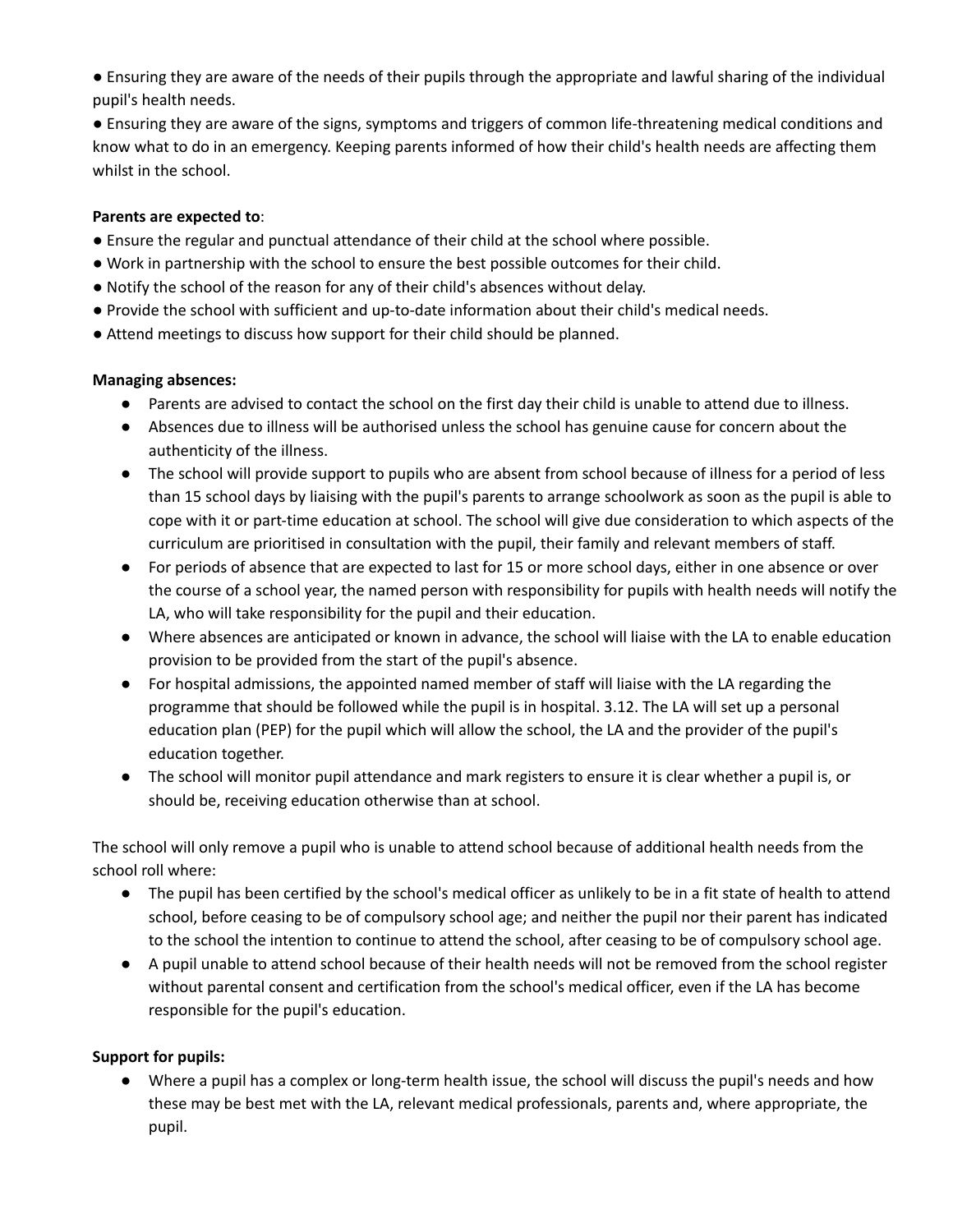- Ensuring they are aware of the needs of their pupils through the appropriate and lawful sharing of the individual pupil's health needs.
- Ensuring they are aware of the signs, symptoms and triggers of common life-threatening medical conditions and know what to do in an emergency. Keeping parents informed of how their child's health needs are affecting them whilst in the school.

**Parents are expected to**:

- Ensure the regular and punctual attendance of their child at the school where possible.
- Work in partnership with the school to ensure the best possible outcomes for their child.
- Notify the school of the reason for any of their child's absences without delay.
- Provide the school with sufficient and up-to-date information about their child's medical needs.
- Attend meetings to discuss how support for their child should be planned.

**Managing absences:**

- Parents are advised to contact the school on the first day their child is unable to attend due to illness.
- Absences due to illness will be authorised unless the school has genuine cause for concern about the authenticity of the illness.
- The school will provide support to pupils who are absent from school because of illness for a period of less than 15 school days by liaising with the pupil's parents to arrange schoolwork as soon as the pupil is able to cope with it or part-time education at school. The school will give due consideration to which aspects of the curriculum are prioritised in consultation with the pupil, their family and relevant members of staff.
- For periods of absence that are expected to last for 15 or more school days, either in one absence or over the course of a school year, the named person with responsibility for pupils with health needs will notify the LA, who will take responsibility for the pupil and their education.
- Where absences are anticipated or known in advance, the school will liaise with the LA to enable education provision to be provided from the start of the pupil's absence.
- For hospital admissions, the appointed named member of staff will liaise with the LA regarding the programme that should be followed while the pupil is in hospital. 3.12. The LA will set up a personal education plan (PEP) for the pupil which will allow the school, the LA and the provider of the pupil's education together.
- The school will monitor pupil attendance and mark registers to ensure it is clear whether a pupil is, or should be, receiving education otherwise than at school.

The school will only remove a pupil who is unable to attend school because of additional health needs from the school roll where:

- The pupil has been certified by the school's medical officer as unlikely to be in a fit state of health to attend school, before ceasing to be of compulsory school age; and neither the pupil nor their parent has indicated to the school the intention to continue to attend the school, after ceasing to be of compulsory school age.
- A pupil unable to attend school because of their health needs will not be removed from the school register without parental consent and certification from the school's medical officer, even if the LA has become responsible for the pupil's education.

**Support for pupils:**

- Where a pupil has a complex or long-term health issue, the school will discuss the pupil's needs and how these may be best met with the LA, relevant medical professionals, parents and, where appropriate, the pupil.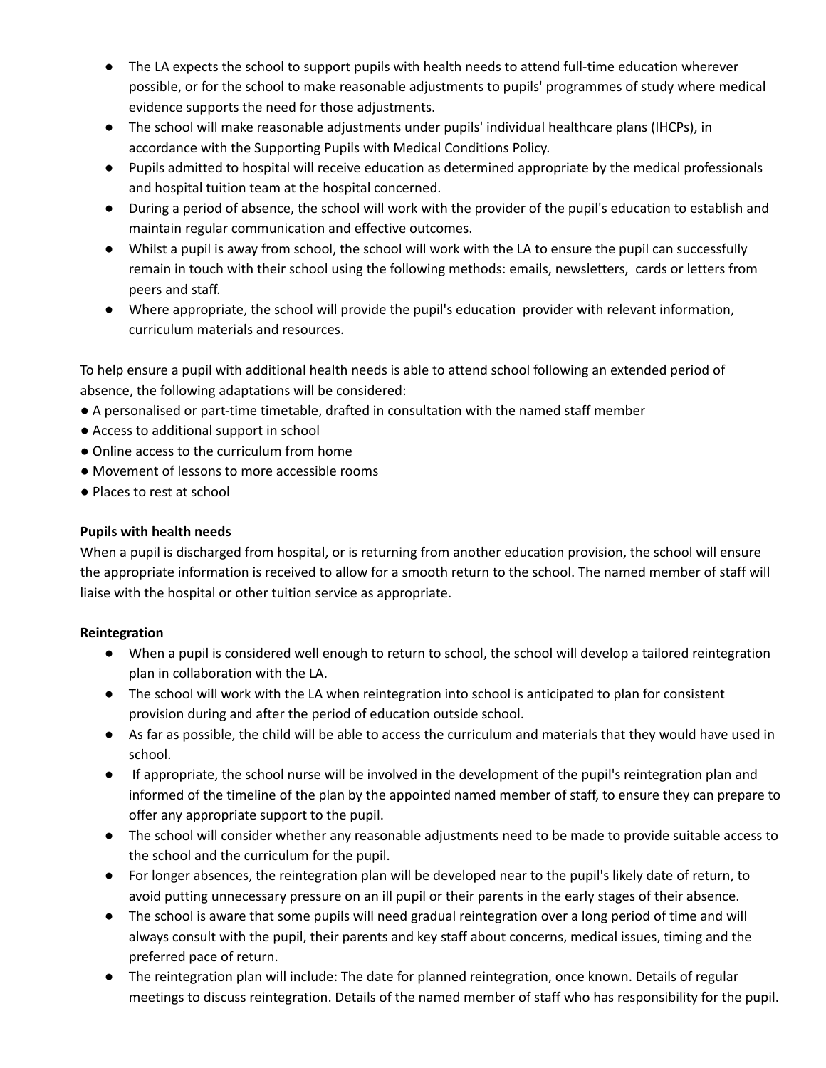- The LA expects the school to support pupils with health needs to attend full-time education wherever possible, or for the school to make reasonable adjustments to pupils' programmes of study where medical evidence supports the need for those adjustments.
- The school will make reasonable adjustments under pupils' individual healthcare plans (IHCPs), in accordance with the Supporting Pupils with Medical Conditions Policy.
- Pupils admitted to hospital will receive education as determined appropriate by the medical professionals and hospital tuition team at the hospital concerned.
- During a period of absence, the school will work with the provider of the pupil's education to establish and maintain regular communication and effective outcomes.
- Whilst a pupil is away from school, the school will work with the LA to ensure the pupil can successfully remain in touch with their school using the following methods: emails, newsletters, cards or letters from peers and staff.
- Where appropriate, the school will provide the pupil's education provider with relevant information, curriculum materials and resources.

To help ensure a pupil with additional health needs is able to attend school following an extended period of absence, the following adaptations will be considered:

- A personalised or part-time timetable, drafted in consultation with the named staff member
- Access to additional support in school
- Online access to the curriculum from home
- Movement of lessons to more accessible rooms
- Places to rest at school

**Pupils with health needs**

When a pupil is discharged from hospital, or is returning from another education provision, the school will ensure the appropriate information is received to allow for a smooth return to the school. The named member of staff will liaise with the hospital or other tuition service as appropriate.

**Reintegration**

- When a pupil is considered well enough to return to school, the school will develop a tailored reintegration plan in collaboration with the LA.
- The school will work with the LA when reintegration into school is anticipated to plan for consistent provision during and after the period of education outside school.
- As far as possible, the child will be able to access the curriculum and materials that they would have used in school.
- If appropriate, the school nurse will be involved in the development of the pupil's reintegration plan and informed of the timeline of the plan by the appointed named member of staff, to ensure they can prepare to offer any appropriate support to the pupil.
- The school will consider whether any reasonable adjustments need to be made to provide suitable access to the school and the curriculum for the pupil.
- For longer absences, the reintegration plan will be developed near to the pupil's likely date of return, to avoid putting unnecessary pressure on an ill pupil or their parents in the early stages of their absence.
- The school is aware that some pupils will need gradual reintegration over a long period of time and will always consult with the pupil, their parents and key staff about concerns, medical issues, timing and the preferred pace of return.
- The reintegration plan will include: The date for planned reintegration, once known. Details of regular meetings to discuss reintegration. Details of the named member of staff who has responsibility for the pupil.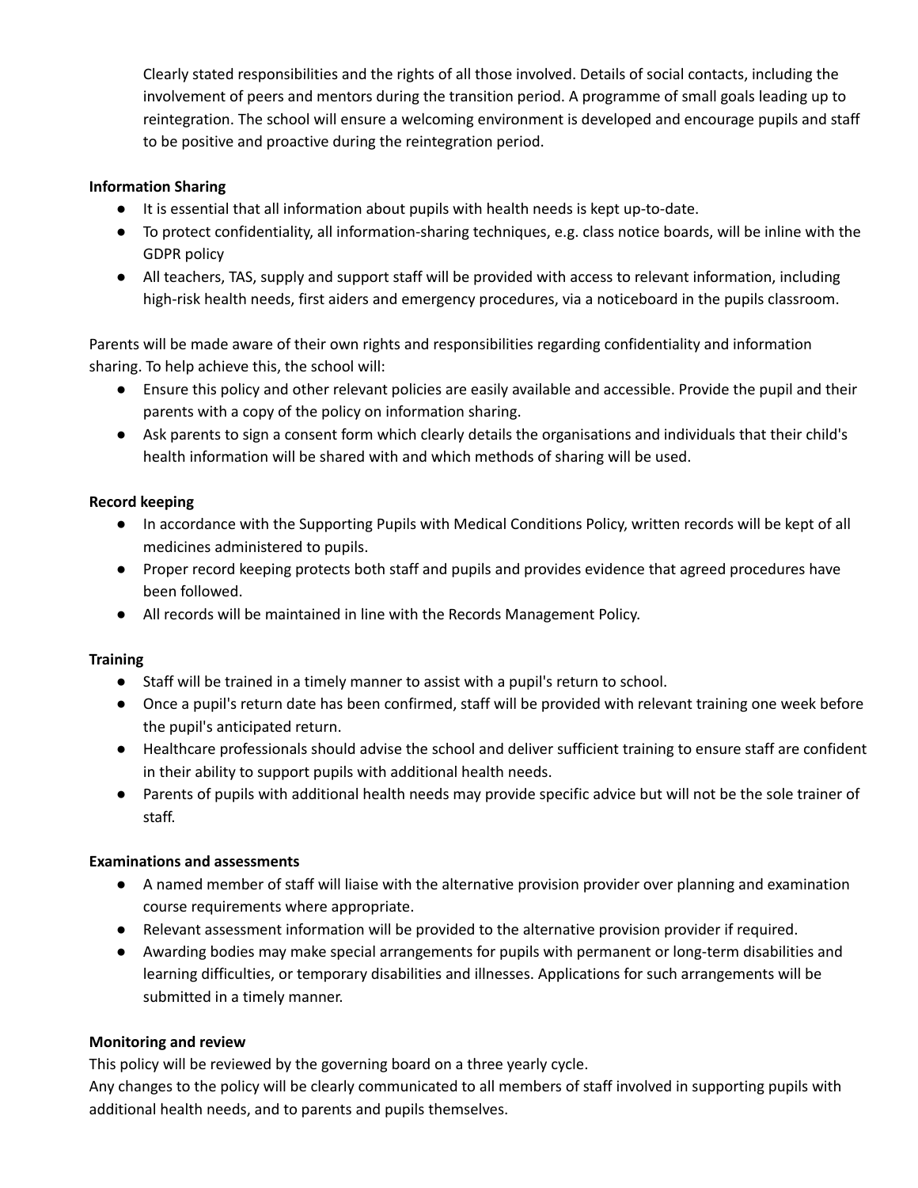Clearly stated responsibilities and the rights of all those involved. Details of social contacts, including the involvement of peers and mentors during the transition period. A programme of small goals leading up to reintegration. The school will ensure a welcoming environment is developed and encourage pupils and staff to be positive and proactive during the reintegration period.

**Information Sharing**

- It is essential that all information about pupils with health needs is kept up-to-date.
- To protect confidentiality, all information-sharing techniques, e.g. class notice boards, will be inline with the GDPR policy
- All teachers, TAS, supply and support staff will be provided with access to relevant information, including high-risk health needs, first aiders and emergency procedures, via a noticeboard in the pupils classroom.

Parents will be made aware of their own rights and responsibilities regarding confidentiality and information sharing. To help achieve this, the school will:

- Ensure this policy and other relevant policies are easily available and accessible. Provide the pupil and their parents with a copy of the policy on information sharing.
- Ask parents to sign a consent form which clearly details the organisations and individuals that their child's health information will be shared with and which methods of sharing will be used.

**Record keeping**

- In accordance with the Supporting Pupils with Medical Conditions Policy, written records will be kept of all medicines administered to pupils.
- Proper record keeping protects both staff and pupils and provides evidence that agreed procedures have been followed.
- All records will be maintained in line with the Records Management Policy.

**Training**

- Staff will be trained in a timely manner to assist with a pupil's return to school.
- Once a pupil's return date has been confirmed, staff will be provided with relevant training one week before the pupil's anticipated return.
- Healthcare professionals should advise the school and deliver sufficient training to ensure staff are confident in their ability to support pupils with additional health needs.
- Parents of pupils with additional health needs may provide specific advice but will not be the sole trainer of staff.

**Examinations and assessments**

- A named member of staff will liaise with the alternative provision provider over planning and examination course requirements where appropriate.
- Relevant assessment information will be provided to the alternative provision provider if required.
- Awarding bodies may make special arrangements for pupils with permanent or long-term disabilities and learning difficulties, or temporary disabilities and illnesses. Applications for such arrangements will be submitted in a timely manner.

**Monitoring and review**

This policy will be reviewed by the governing board on a three yearly cycle.
Any changes to the policy will be clearly communicated to all members of staff involved in supporting pupils with additional health needs, and to parents and pupils themselves.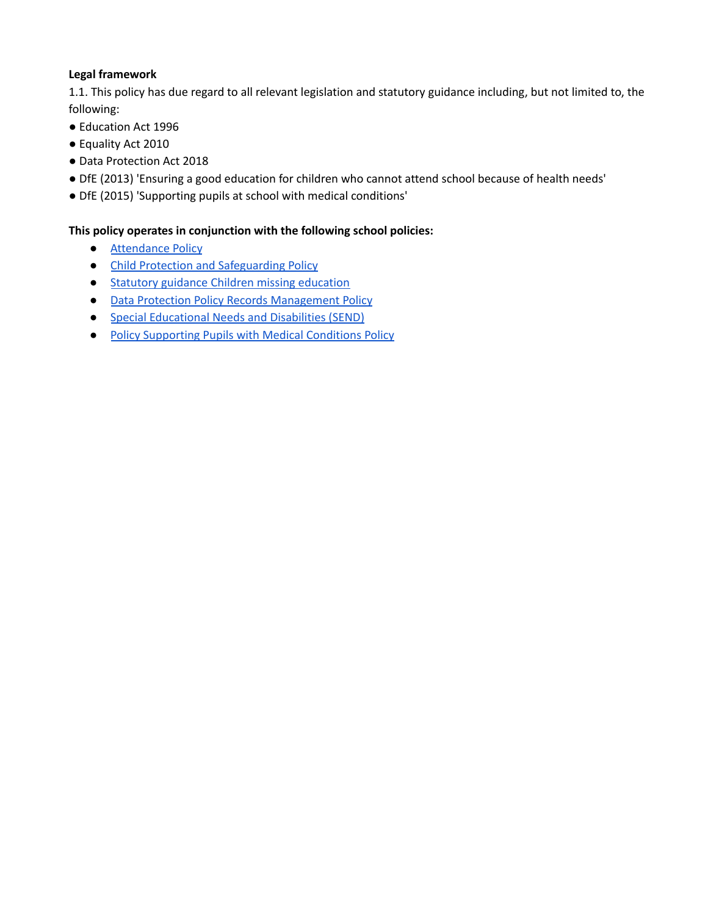**Legal framework**

1.1. This policy has due regard to all relevant legislation and statutory guidance including, but not limited to, the following:

- Education Act 1996
- Equality Act 2010
- Data Protection Act 2018
- DfE (2013) 'Ensuring a good education for children who cannot attend school because of health needs'
- DfE (2015) 'Supporting pupils at school with medical conditions'

**This policy operates in conjunction with the following school policies:**

- Attendance Policy
- Child Protection and Safeguarding Policy
- Statutory guidance Children missing education
- Data Protection Policy Records Management Policy
- Special Educational Needs and Disabilities (SEND)
- Policy Supporting Pupils with Medical Conditions Policy